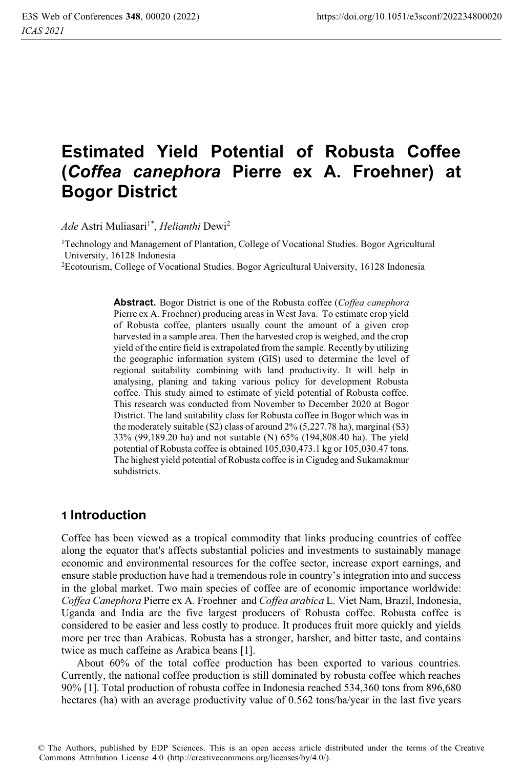# Estimated Yield Potential of Robusta Coffee (*Coffea canephora* Pierre ex A. Froehner) at Bogor District

*Ade* Astri Muliasari[1*], *Helianthi* Dewi[2]

[1]Technology and Management of Plantation, College of Vocational Studies. Bogor Agricultural University, 16128 Indonesia

[2]Ecotourism, College of Vocational Studies. Bogor Agricultural University, 16128 Indonesia

**Abstract.** Bogor District is one of the Robusta coffee (*Coffea canephora* Pierre ex A. Froehner) producing areas in West Java. To estimate crop yield of Robusta coffee, planters usually count the amount of a given crop harvested in a sample area. Then the harvested crop is weighed, and the crop yield of the entire field is extrapolated from the sample. Recently by utilizing the geographic information system (GIS) used to determine the level of regional suitability combining with land productivity. It will help in analysing, planing and taking various policy for development Robusta coffee. This study aimed to estimate of yield potential of Robusta coffee. This research was conducted from November to December 2020 at Bogor District. The land suitability class for Robusta coffee in Bogor which was in the moderately suitable (S2) class of around 2% (5,227.78 ha), marginal (S3) 33% (99,189.20 ha) and not suitable (N) 65% (194,808.40 ha). The yield potential of Robusta coffee is obtained 105,030,473.1 kg or 105,030.47 tons. The highest yield potential of Robusta coffee is in Cigudeg and Sukamakmur subdistricts.

## 1 Introduction

Coffee has been viewed as a tropical commodity that links producing countries of coffee along the equator that's affects substantial policies and investments to sustainably manage economic and environmental resources for the coffee sector, increase export earnings, and ensure stable production have had a tremendous role in country's integration into and success in the global market. Two main species of coffee are of economic importance worldwide: *Coffea Canephora* Pierre ex A. Froehner and *Coffea arabica* L. Viet Nam, Brazil, Indonesia, Uganda and India are the five largest producers of Robusta coffee. Robusta coffee is considered to be easier and less costly to produce. It produces fruit more quickly and yields more per tree than Arabicas. Robusta has a stronger, harsher, and bitter taste, and contains twice as much caffeine as Arabica beans [1].

About 60% of the total coffee production has been exported to various countries. Currently, the national coffee production is still dominated by robusta coffee which reaches 90% [1]. Total production of robusta coffee in Indonesia reached 534,360 tons from 896,680 hectares (ha) with an average productivity value of 0.562 tons/ha/year in the last five years

© The Authors, published by EDP Sciences. This is an open access article distributed under the terms of the Creative Commons Attribution License 4.0 (http://creativecommons.org/licenses/by/4.0/).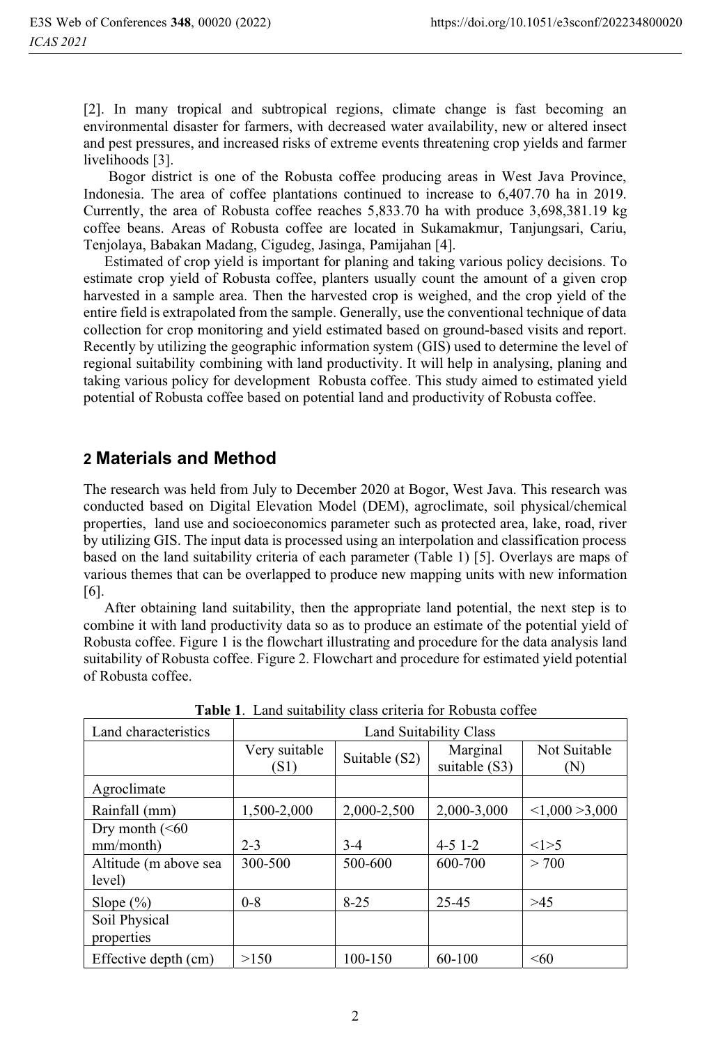[2]. In many tropical and subtropical regions, climate change is fast becoming an environmental disaster for farmers, with decreased water availability, new or altered insect and pest pressures, and increased risks of extreme events threatening crop yields and farmer livelihoods [3].

Bogor district is one of the Robusta coffee producing areas in West Java Province, Indonesia. The area of coffee plantations continued to increase to 6,407.70 ha in 2019. Currently, the area of Robusta coffee reaches 5,833.70 ha with produce 3,698,381.19 kg coffee beans. Areas of Robusta coffee are located in Sukamakmur, Tanjungsari, Cariu, Tenjolaya, Babakan Madang, Cigudeg, Jasinga, Pamijahan [4].

Estimated of crop yield is important for planing and taking various policy decisions. To estimate crop yield of Robusta coffee, planters usually count the amount of a given crop harvested in a sample area. Then the harvested crop is weighed, and the crop yield of the entire field is extrapolated from the sample. Generally, use the conventional technique of data collection for crop monitoring and yield estimated based on ground-based visits and report. Recently by utilizing the geographic information system (GIS) used to determine the level of regional suitability combining with land productivity. It will help in analysing, planing and taking various policy for development Robusta coffee. This study aimed to estimated yield potential of Robusta coffee based on potential land and productivity of Robusta coffee.

## 2 Materials and Method

The research was held from July to December 2020 at Bogor, West Java. This research was conducted based on Digital Elevation Model (DEM), agroclimate, soil physical/chemical properties, land use and socioeconomics parameter such as protected area, lake, road, river by utilizing GIS. The input data is processed using an interpolation and classification process based on the land suitability criteria of each parameter (Table 1) [5]. Overlays are maps of various themes that can be overlapped to produce new mapping units with new information [6].

After obtaining land suitability, then the appropriate land potential, the next step is to combine it with land productivity data so as to produce an estimate of the potential yield of Robusta coffee. Figure 1 is the flowchart illustrating and procedure for the data analysis land suitability of Robusta coffee. Figure 2. Flowchart and procedure for estimated yield potential of Robusta coffee.

**Table 1**. Land suitability class criteria for Robusta coffee

| Land characteristics | Land Suitability Class | | | |
|---|---|---|---|---|
| | Very suitable (S1) | Suitable (S2) | Marginal suitable (S3) | Not Suitable (N) |
| Agroclimate | | | | |
| Rainfall (mm) | 1,500-2,000 | 2,000-2,500 | 2,000-3,000 | <1,000 >3,000 |
| Dry month (<60 mm/month) | 2-3 | 3-4 | 4-5 1-2 | <1>5 |
| Altitude (m above sea level) | 300-500 | 500-600 | 600-700 | > 700 |
| Slope (%) | 0-8 | 8-25 | 25-45 | >45 |
| Soil Physical properties | | | | |
| Effective depth (cm) | >150 | 100-150 | 60-100 | <60 |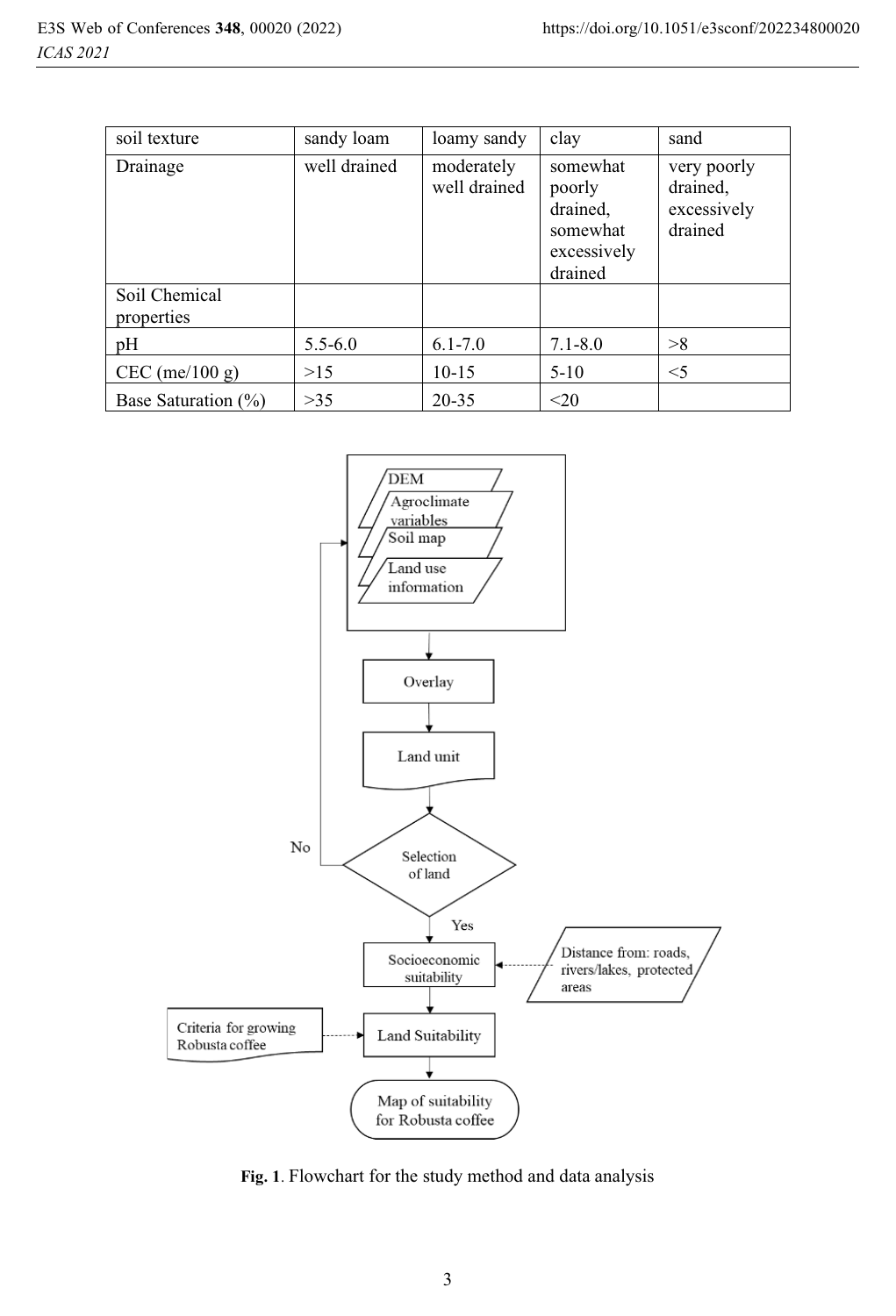| soil texture | sandy loam | loamy sandy | clay | sand |
|---|---|---|---|---|
| Drainage | well drained | moderately well drained | somewhat poorly drained, somewhat excessively drained | very poorly drained, excessively drained |
| Soil Chemical properties | | | | |
| pH | 5.5-6.0 | 6.1-7.0 | 7.1-8.0 | >8 |
| CEC (me/100 g) | >15 | 10-15 | 5-10 | <5 |
| Base Saturation (%) | >35 | 20-35 | <20 | |

**Fig. 1**. Flowchart for the study method and data analysis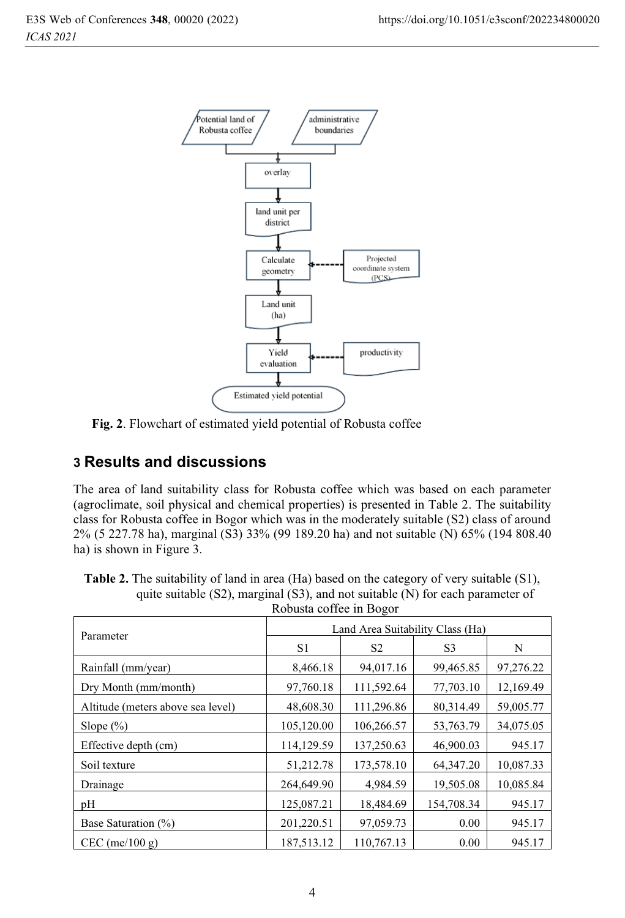Fig. 2. Flowchart of estimated yield potential of Robusta coffee

## 3 Results and discussions

The area of land suitability class for Robusta coffee which was based on each parameter (agroclimate, soil physical and chemical properties) is presented in Table 2. The suitability class for Robusta coffee in Bogor which was in the moderately suitable (S2) class of around 2% (5 227.78 ha), marginal (S3) 33% (99 189.20 ha) and not suitable (N) 65% (194 808.40 ha) is shown in Figure 3.

**Table 2.** The suitability of land in area (Ha) based on the category of very suitable (S1), quite suitable (S2), marginal (S3), and not suitable (N) for each parameter of Robusta coffee in Bogor

| Parameter | Land Area Suitability Class (Ha) | | | |
|---|---|---|---|---|
| | S1 | S2 | S3 | N |
| Rainfall (mm/year) | 8,466.18 | 94,017.16 | 99,465.85 | 97,276.22 |
| Dry Month (mm/month) | 97,760.18 | 111,592.64 | 77,703.10 | 12,169.49 |
| Altitude (meters above sea level) | 48,608.30 | 111,296.86 | 80,314.49 | 59,005.77 |
| Slope (%) | 105,120.00 | 106,266.57 | 53,763.79 | 34,075.05 |
| Effective depth (cm) | 114,129.59 | 137,250.63 | 46,900.03 | 945.17 |
| Soil texture | 51,212.78 | 173,578.10 | 64,347.20 | 10,087.33 |
| Drainage | 264,649.90 | 4,984.59 | 19,505.08 | 10,085.84 |
| pH | 125,087.21 | 18,484.69 | 154,708.34 | 945.17 |
| Base Saturation (%) | 201,220.51 | 97,059.73 | 0.00 | 945.17 |
| CEC (me/100 g) | 187,513.12 | 110,767.13 | 0.00 | 945.17 |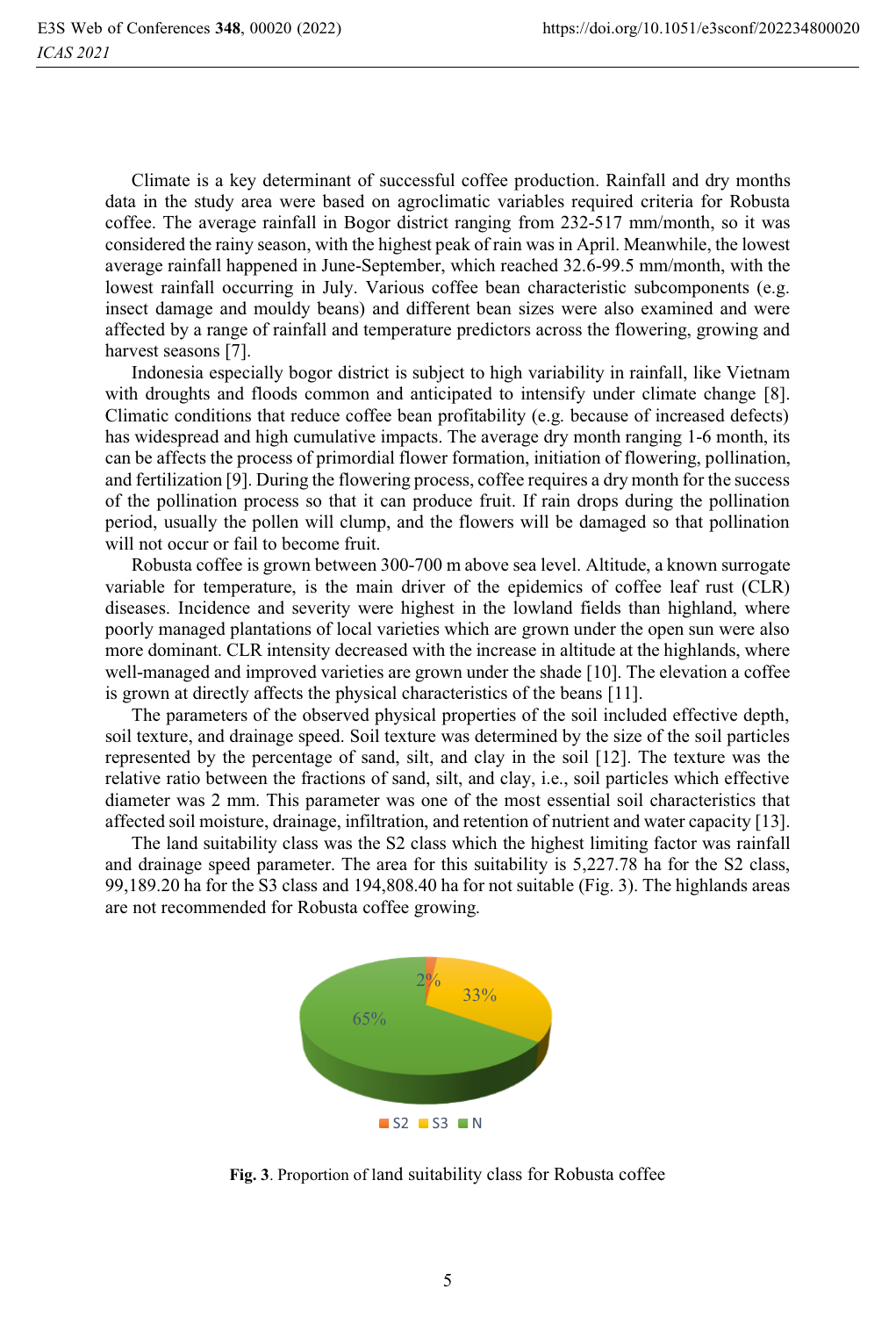Climate is a key determinant of successful coffee production. Rainfall and dry months data in the study area were based on agroclimatic variables required criteria for Robusta coffee. The average rainfall in Bogor district ranging from 232-517 mm/month, so it was considered the rainy season, with the highest peak of rain was in April. Meanwhile, the lowest average rainfall happened in June-September, which reached 32.6-99.5 mm/month, with the lowest rainfall occurring in July. Various coffee bean characteristic subcomponents (e.g. insect damage and mouldy beans) and different bean sizes were also examined and were affected by a range of rainfall and temperature predictors across the flowering, growing and harvest seasons [7].

Indonesia especially bogor district is subject to high variability in rainfall, like Vietnam with droughts and floods common and anticipated to intensify under climate change [8]. Climatic conditions that reduce coffee bean profitability (e.g. because of increased defects) has widespread and high cumulative impacts. The average dry month ranging 1-6 month, its can be affects the process of primordial flower formation, initiation of flowering, pollination, and fertilization [9]. During the flowering process, coffee requires a dry month for the success of the pollination process so that it can produce fruit. If rain drops during the pollination period, usually the pollen will clump, and the flowers will be damaged so that pollination will not occur or fail to become fruit.

Robusta coffee is grown between 300-700 m above sea level. Altitude, a known surrogate variable for temperature, is the main driver of the epidemics of coffee leaf rust (CLR) diseases. Incidence and severity were highest in the lowland fields than highland, where poorly managed plantations of local varieties which are grown under the open sun were also more dominant. CLR intensity decreased with the increase in altitude at the highlands, where well-managed and improved varieties are grown under the shade [10]. The elevation a coffee is grown at directly affects the physical characteristics of the beans [11].

The parameters of the observed physical properties of the soil included effective depth, soil texture, and drainage speed. Soil texture was determined by the size of the soil particles represented by the percentage of sand, silt, and clay in the soil [12]. The texture was the relative ratio between the fractions of sand, silt, and clay, i.e., soil particles which effective diameter was 2 mm. This parameter was one of the most essential soil characteristics that affected soil moisture, drainage, infiltration, and retention of nutrient and water capacity [13].

The land suitability class was the S2 class which the highest limiting factor was rainfall and drainage speed parameter. The area for this suitability is 5,227.78 ha for the S2 class, 99,189.20 ha for the S3 class and 194,808.40 ha for not suitable (Fig. 3). The highlands areas are not recommended for Robusta coffee growing.

**Fig. 3**. Proportion of land suitability class for Robusta coffee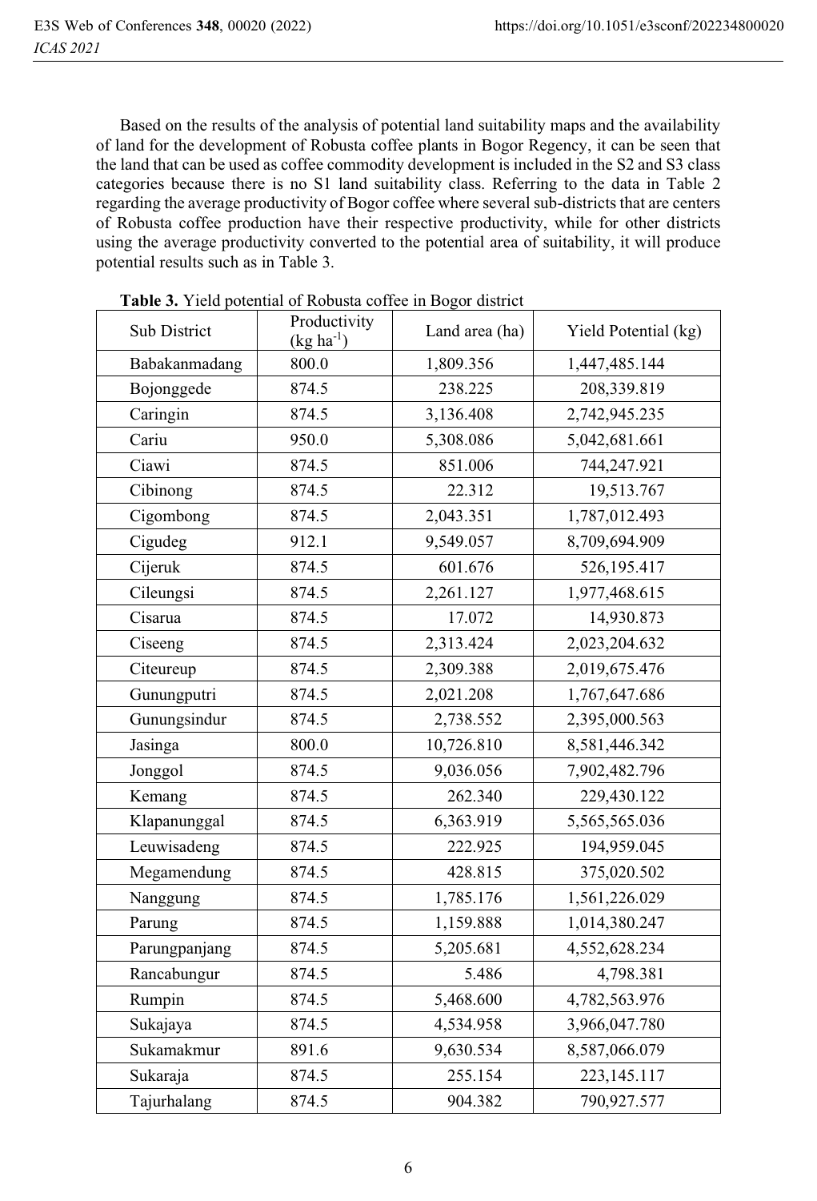Based on the results of the analysis of potential land suitability maps and the availability of land for the development of Robusta coffee plants in Bogor Regency, it can be seen that the land that can be used as coffee commodity development is included in the S2 and S3 class categories because there is no S1 land suitability class. Referring to the data in Table 2 regarding the average productivity of Bogor coffee where several sub-districts that are centers of Robusta coffee production have their respective productivity, while for other districts using the average productivity converted to the potential area of suitability, it will produce potential results such as in Table 3.

**Table 3.** Yield potential of Robusta coffee in Bogor district

| Sub District | Productivity (kg ha$^{-1}$) | Land area (ha) | Yield Potential (kg) |
|---|---|---|---|
| Babakanmadang | 800.0 | 1,809.356 | 1,447,485.144 |
| Bojonggede | 874.5 | 238.225 | 208,339.819 |
| Caringin | 874.5 | 3,136.408 | 2,742,945.235 |
| Cariu | 950.0 | 5,308.086 | 5,042,681.661 |
| Ciawi | 874.5 | 851.006 | 744,247.921 |
| Cibinong | 874.5 | 22.312 | 19,513.767 |
| Cigombong | 874.5 | 2,043.351 | 1,787,012.493 |
| Cigudeg | 912.1 | 9,549.057 | 8,709,694.909 |
| Cijeruk | 874.5 | 601.676 | 526,195.417 |
| Cileungsi | 874.5 | 2,261.127 | 1,977,468.615 |
| Cisarua | 874.5 | 17.072 | 14,930.873 |
| Ciseeng | 874.5 | 2,313.424 | 2,023,204.632 |
| Citeureup | 874.5 | 2,309.388 | 2,019,675.476 |
| Gunungputri | 874.5 | 2,021.208 | 1,767,647.686 |
| Gunungsindur | 874.5 | 2,738.552 | 2,395,000.563 |
| Jasinga | 800.0 | 10,726.810 | 8,581,446.342 |
| Jonggol | 874.5 | 9,036.056 | 7,902,482.796 |
| Kemang | 874.5 | 262.340 | 229,430.122 |
| Klapanunggal | 874.5 | 6,363.919 | 5,565,565.036 |
| Leuwisadeng | 874.5 | 222.925 | 194,959.045 |
| Megamendung | 874.5 | 428.815 | 375,020.502 |
| Nanggung | 874.5 | 1,785.176 | 1,561,226.029 |
| Parung | 874.5 | 1,159.888 | 1,014,380.247 |
| Parungpanjang | 874.5 | 5,205.681 | 4,552,628.234 |
| Rancabungur | 874.5 | 5.486 | 4,798.381 |
| Rumpin | 874.5 | 5,468.600 | 4,782,563.976 |
| Sukajaya | 874.5 | 4,534.958 | 3,966,047.780 |
| Sukamakmur | 891.6 | 9,630.534 | 8,587,066.079 |
| Sukaraja | 874.5 | 255.154 | 223,145.117 |
| Tajurhalang | 874.5 | 904.382 | 790,927.577 |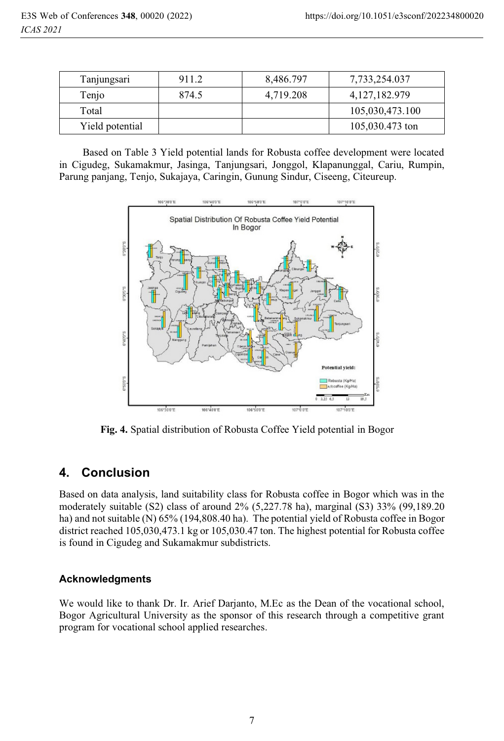| Tanjungsari | 911.2 | 8,486.797 | 7,733,254.037 |
|---|---|---|---|
| Tenjo | 874.5 | 4,719.208 | 4,127,182.979 |
| Total | | | 105,030,473.100 |
| Yield potential | | | 105,030.473 ton |

Based on Table 3 Yield potential lands for Robusta coffee development were located in Cigudeg, Sukamakmur, Jasinga, Tanjungsari, Jonggol, Klapanunggal, Cariu, Rumpin, Parung panjang, Tenjo, Sukajaya, Caringin, Gunung Sindur, Ciseeng, Citeureup.

**Fig. 4.** Spatial distribution of Robusta Coffee Yield potential in Bogor

## 4. Conclusion

Based on data analysis, land suitability class for Robusta coffee in Bogor which was in the moderately suitable (S2) class of around 2% (5,227.78 ha), marginal (S3) 33% (99,189.20 ha) and not suitable (N) 65% (194,808.40 ha). The potential yield of Robusta coffee in Bogor district reached 105,030,473.1 kg or 105,030.47 ton. The highest potential for Robusta coffee is found in Cigudeg and Sukamakmur subdistricts.

### Acknowledgments

We would like to thank Dr. Ir. Arief Darjanto, M.Ec as the Dean of the vocational school, Bogor Agricultural University as the sponsor of this research through a competitive grant program for vocational school applied researches.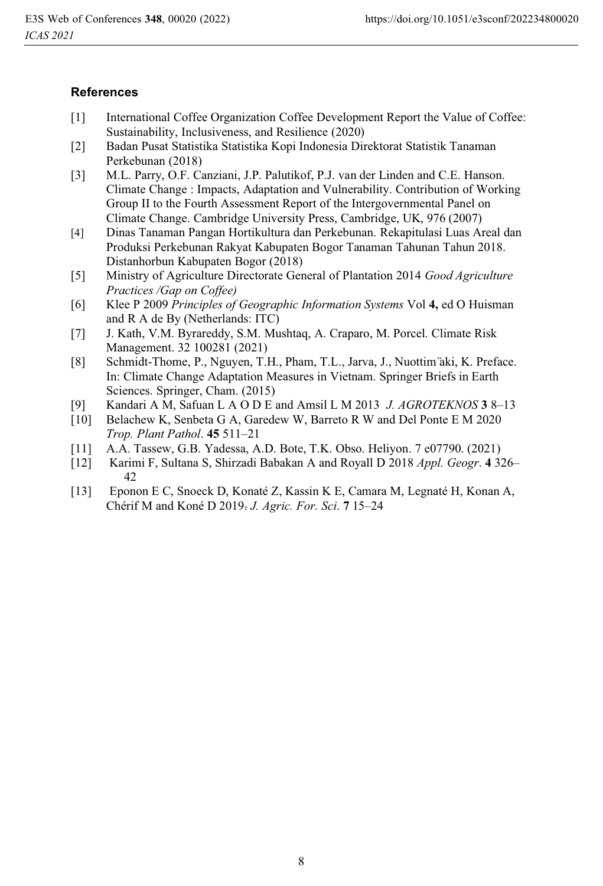### References

[1] International Coffee Organization Coffee Development Report the Value of Coffee: Sustainability, Inclusiveness, and Resilience (2020)

[2] Badan Pusat Statistika Statistika Kopi Indonesia Direktorat Statistik Tanaman Perkebunan (2018)

[3] M.L. Parry, O.F. Canziani, J.P. Palutikof, P.J. van der Linden and C.E. Hanson. Climate Change : Impacts, Adaptation and Vulnerability. Contribution of Working Group II to the Fourth Assessment Report of the Intergovernmental Panel on Climate Change. Cambridge University Press, Cambridge, UK, 976 (2007)

[4] Dinas Tanaman Pangan Hortikultura dan Perkebunan. Rekapitulasi Luas Areal dan Produksi Perkebunan Rakyat Kabupaten Bogor Tanaman Tahunan Tahun 2018. Distanhorbun Kabupaten Bogor (2018)

[5] Ministry of Agriculture Directorate General of Plantation 2014 *Good Agriculture Practices /Gap on Coffee)*

[6] Klee P 2009 *Principles of Geographic Information Systems* Vol **4,** ed O Huisman and R A de By (Netherlands: ITC)

[7] J. Kath, V.M. Byrareddy, S.M. Mushtaq, A. Craparo, M. Porcel. Climate Risk Management. 32 100281 (2021)

[8] Schmidt-Thome, P., Nguyen, T.H., Pham, T.L., Jarva, J., Nuottim ̈aki, K. Preface. In: Climate Change Adaptation Measures in Vietnam. Springer Briefs in Earth Sciences. Springer, Cham. (2015)

[9] Kandari A M, Safuan L A O D E and Amsil L M 2013 *J. AGROTEKNOS* **3** 8–13

[10] Belachew K, Senbeta G A, Garedew W, Barreto R W and Del Ponte E M 2020 *Trop. Plant Pathol*. **45** 511–21

[11] A.A. Tassew, G.B. Yadessa, A.D. Bote, T.K. Obso. Heliyon. 7 e07790. (2021)

[12] Karimi F, Sultana S, Shirzadi Babakan A and Royall D 2018 *Appl. Geogr*. **4** 326–42

[13] Eponon E C, Snoeck D, Konaté Z, Kassin K E, Camara M, Legnaté H, Konan A, Chérif M and Koné D 2019. *J. Agric. For. Sci*. **7** 15–24